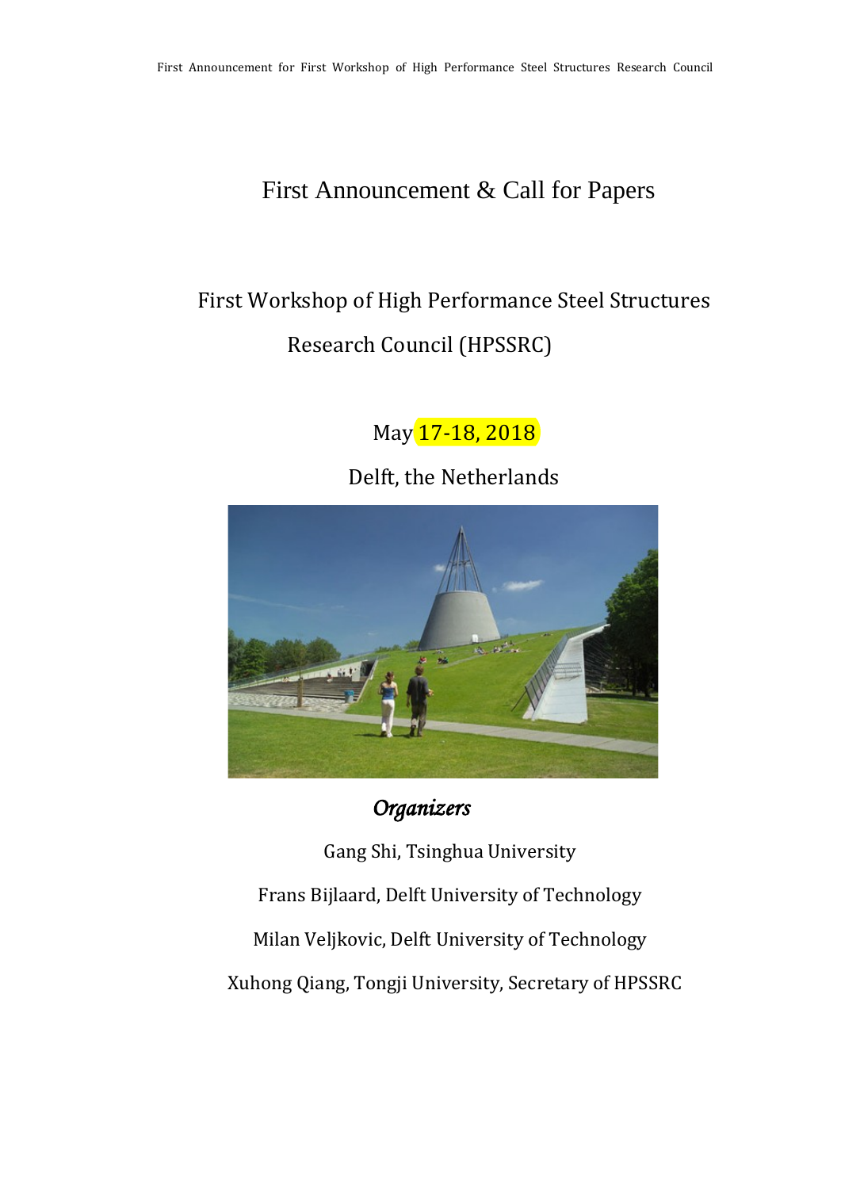# First Announcement & Call for Papers

## First Workshop of High Performance Steel Structures Research Council (HPSSRC)

May 17-18, 2018

Delft, the Netherlands

*Organizers*

Gang Shi, Tsinghua University

Frans Bijlaard, Delft University of Technology

Milan Veljkovic, Delft University of Technology

Xuhong Qiang, Tongji University, Secretary of HPSSRC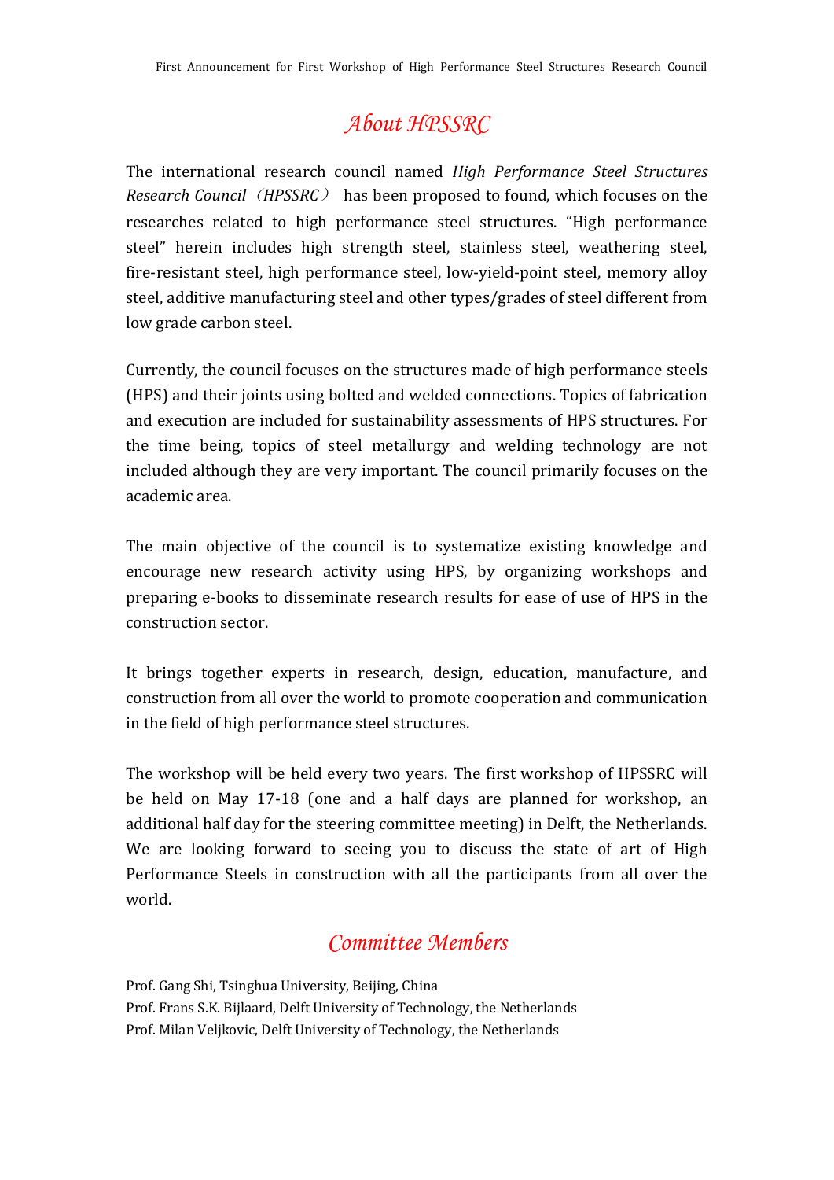## *About HPSSRC*

The international research council named *High Performance Steel Structures Research Council（HPSSRC）* has been proposed to found, which focuses on the researches related to high performance steel structures. "High performance steel" herein includes high strength steel, stainless steel, weathering steel, fire-resistant steel, high performance steel, low-yield-point steel, memory alloy steel, additive manufacturing steel and other types/grades of steel different from low grade carbon steel.

Currently, the council focuses on the structures made of high performance steels (HPS) and their joints using bolted and welded connections. Topics of fabrication and execution are included for sustainability assessments of HPS structures. For the time being, topics of steel metallurgy and welding technology are not included although they are very important. The council primarily focuses on the academic area.

The main objective of the council is to systematize existing knowledge and encourage new research activity using HPS, by organizing workshops and preparing e-books to disseminate research results for ease of use of HPS in the construction sector.

It brings together experts in research, design, education, manufacture, and construction from all over the world to promote cooperation and communication in the field of high performance steel structures.

The workshop will be held every two years. The first workshop of HPSSRC will be held on May 17-18 (one and a half days are planned for workshop, an additional half day for the steering committee meeting) in Delft, the Netherlands. We are looking forward to seeing you to discuss the state of art of High Performance Steels in construction with all the participants from all over the world.

## *Committee Members*

Prof. Gang Shi, Tsinghua University, Beijing, China
Prof. Frans S.K. Bijlaard, Delft University of Technology, the Netherlands
Prof. Milan Veljkovic, Delft University of Technology, the Netherlands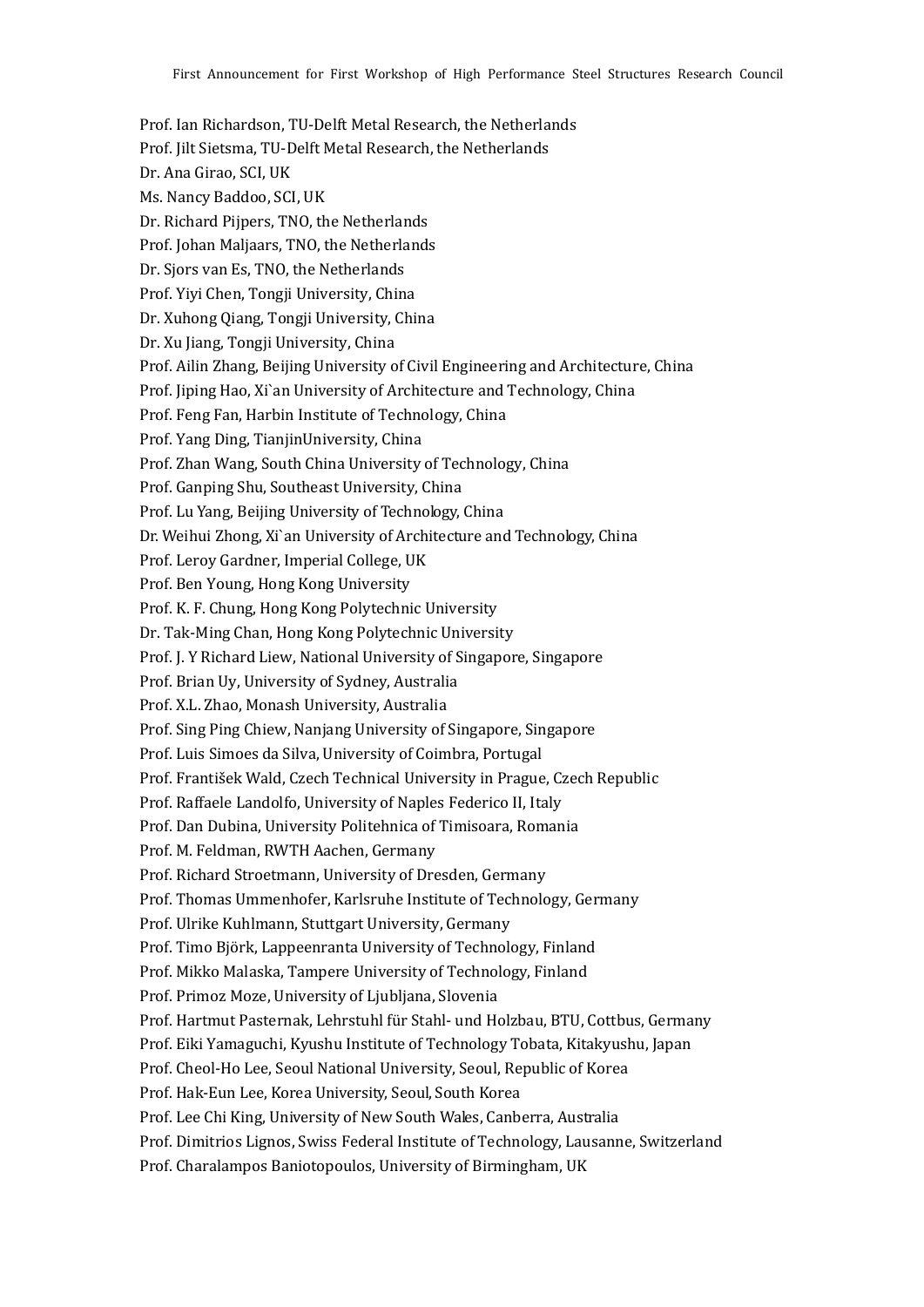Prof. Ian Richardson, TU-Delft Metal Research, the Netherlands

Prof. Jilt Sietsma, TU-Delft Metal Research, the Netherlands

Dr. Ana Girao, SCI, UK

Ms. Nancy Baddoo, SCI, UK

Dr. Richard Pijpers, TNO, the Netherlands

Prof. Johan Maljaars, TNO, the Netherlands

Dr. Sjors van Es, TNO, the Netherlands

Prof. Yiyi Chen, Tongji University, China

Dr. Xuhong Qiang, Tongji University, China

Dr. Xu Jiang, Tongji University, China

Prof. Ailin Zhang, Beijing University of Civil Engineering and Architecture, China

Prof. Jiping Hao, Xi`an University of Architecture and Technology, China

Prof. Feng Fan, Harbin Institute of Technology, China

Prof. Yang Ding, TianjinUniversity, China

Prof. Zhan Wang, South China University of Technology, China

Prof. Ganping Shu, Southeast University, China

Prof. Lu Yang, Beijing University of Technology, China

Dr. Weihui Zhong, Xi`an University of Architecture and Technology, China

Prof. Leroy Gardner, Imperial College, UK

Prof. Ben Young, Hong Kong University

Prof. K. F. Chung, Hong Kong Polytechnic University

Dr. Tak-Ming Chan, Hong Kong Polytechnic University

Prof. J. Y Richard Liew, National University of Singapore, Singapore

Prof. Brian Uy, University of Sydney, Australia

Prof. X.L. Zhao, Monash University, Australia

Prof. Sing Ping Chiew, Nanjang University of Singapore, Singapore

Prof. Luis Simoes da Silva, University of Coimbra, Portugal

Prof. František Wald, Czech Technical University in Prague, Czech Republic

Prof. Raffaele Landolfo, University of Naples Federico II, Italy

Prof. Dan Dubina, University Politehnica of Timisoara, Romania

Prof. M. Feldman, RWTH Aachen, Germany

Prof. Richard Stroetmann, University of Dresden, Germany

Prof. Thomas Ummenhofer, Karlsruhe Institute of Technology, Germany

Prof. Ulrike Kuhlmann, Stuttgart University, Germany

Prof. Timo Björk, Lappeenranta University of Technology, Finland

Prof. Mikko Malaska, Tampere University of Technology, Finland

Prof. Primoz Moze, University of Ljubljana, Slovenia

Prof. Hartmut Pasternak, Lehrstuhl für Stahl- und Holzbau, BTU, Cottbus, Germany

Prof. Eiki Yamaguchi, Kyushu Institute of Technology Tobata, Kitakyushu, Japan

Prof. Cheol-Ho Lee, Seoul National University, Seoul, Republic of Korea

Prof. Hak-Eun Lee, Korea University, Seoul, South Korea

Prof. Lee Chi King, University of New South Wales, Canberra, Australia

Prof. Dimitrios Lignos, Swiss Federal Institute of Technology, Lausanne, Switzerland

Prof. Charalampos Baniotopoulos, University of Birmingham, UK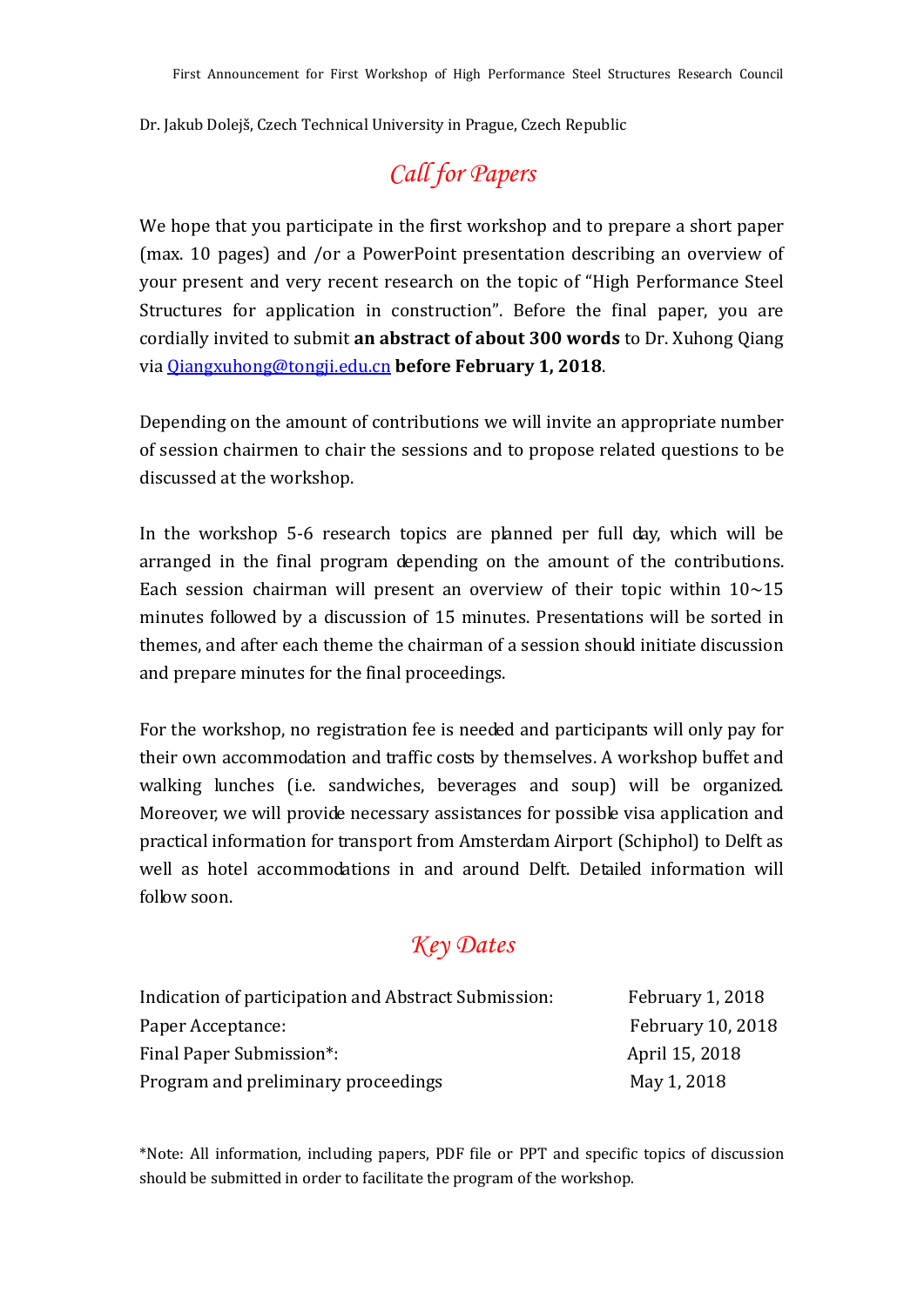Dr. Jakub Dolejš, Czech Technical University in Prague, Czech Republic

## *Call for Papers*

We hope that you participate in the first workshop and to prepare a short paper (max. 10 pages) and /or a PowerPoint presentation describing an overview of your present and very recent research on the topic of "High Performance Steel Structures for application in construction". Before the final paper, you are cordially invited to submit **an abstract of about 300 words** to Dr. Xuhong Qiang via Qiangxuhong@tongji.edu.cn **before February 1, 2018**.

Depending on the amount of contributions we will invite an appropriate number of session chairmen to chair the sessions and to propose related questions to be discussed at the workshop.

In the workshop 5-6 research topics are planned per full day, which will be arranged in the final program depending on the amount of the contributions. Each session chairman will present an overview of their topic within 10~15 minutes followed by a discussion of 15 minutes. Presentations will be sorted in themes, and after each theme the chairman of a session should initiate discussion and prepare minutes for the final proceedings.

For the workshop, no registration fee is needed and participants will only pay for their own accommodation and traffic costs by themselves. A workshop buffet and walking lunches (i.e. sandwiches, beverages and soup) will be organized. Moreover, we will provide necessary assistances for possible visa application and practical information for transport from Amsterdam Airport (Schiphol) to Delft as well as hotel accommodations in and around Delft. Detailed information will follow soon.

## *Key Dates*

| | |
|---|---|
| Indication of participation and Abstract Submission: | February 1, 2018 |
| Paper Acceptance: | February 10, 2018 |
| Final Paper Submission*: | April 15, 2018 |
| Program and preliminary proceedings | May 1, 2018 |

*Note: All information, including papers, PDF file or PPT and specific topics of discussion should be submitted in order to facilitate the program of the workshop.